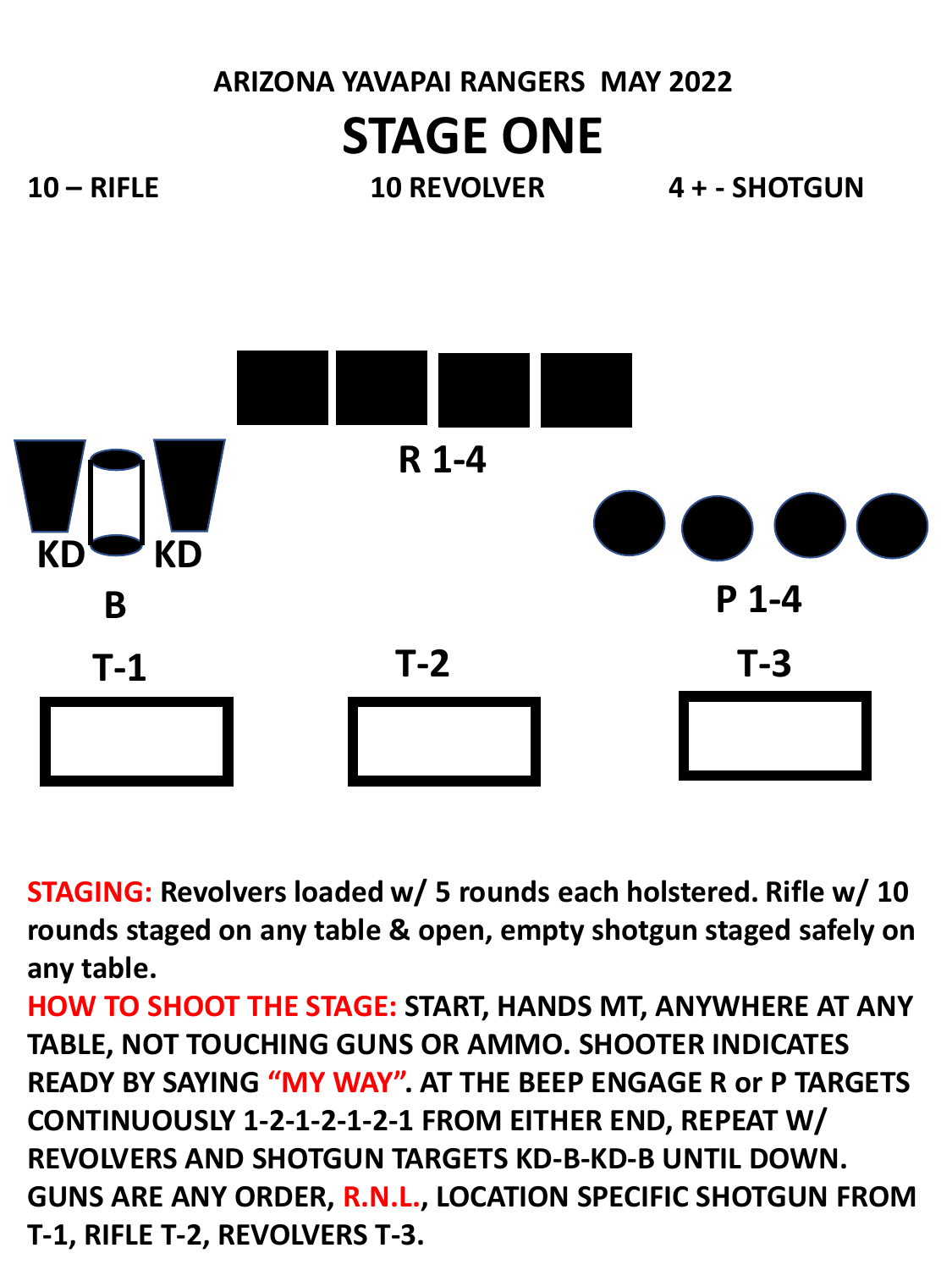ARIZONA YAVAPAI RANGERS MAY 2022

# STAGE ONE

**10 – RIFLE** **10 REVOLVER** **4 + - SHOTGUN**

R 1-4

KD KD

B

P 1-4

T-1 T-2 T-3

**STAGING:** Revolvers loaded w/ 5 rounds each holstered. Rifle w/ 10 rounds staged on any table & open, empty shotgun staged safely on any table.

**HOW TO SHOOT THE STAGE:** START, HANDS MT, ANYWHERE AT ANY TABLE, NOT TOUCHING GUNS OR AMMO. SHOOTER INDICATES READY BY SAYING **"MY WAY"**. AT THE BEEP ENGAGE R or P TARGETS CONTINUOUSLY 1-2-1-2-1-2-1 FROM EITHER END, REPEAT W/ REVOLVERS AND SHOTGUN TARGETS KD-B-KD-B UNTIL DOWN. GUNS ARE ANY ORDER, **R.N.L.**, LOCATION SPECIFIC SHOTGUN FROM T-1, RIFLE T-2, REVOLVERS T-3.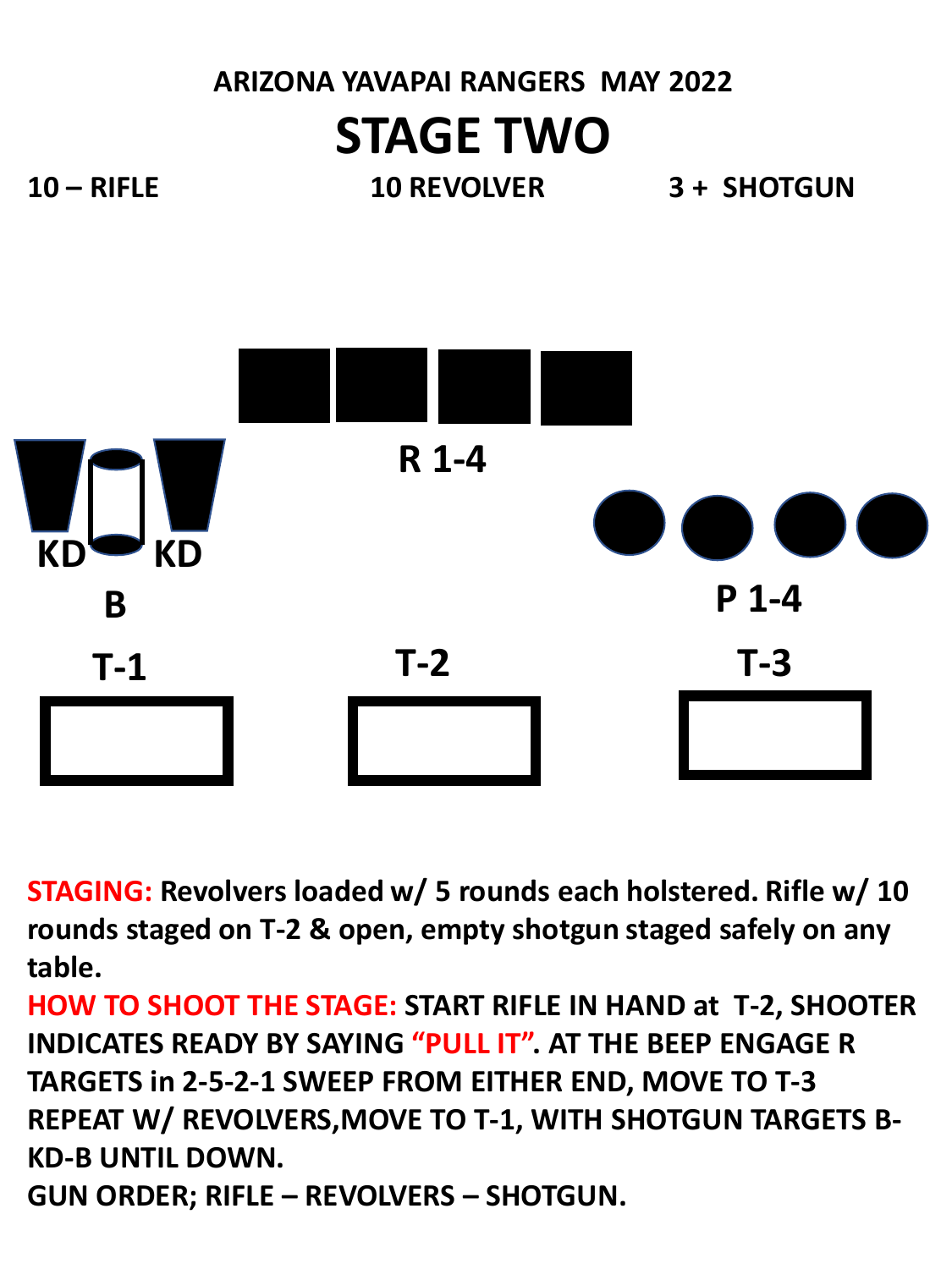ARIZONA YAVAPAI RANGERS MAY 2022

# STAGE TWO

**10 – RIFLE** **10 REVOLVER** **3 + SHOTGUN**

**R 1-4**

**KD** **KD**

**B**

**P 1-4**

**T-1** **T-2** **T-3**

**STAGING:** Revolvers loaded w/ 5 rounds each holstered. Rifle w/ 10 rounds staged on T-2 & open, empty shotgun staged safely on any table.

**HOW TO SHOOT THE STAGE:** START RIFLE IN HAND at T-2, SHOOTER INDICATES READY BY SAYING **"PULL IT"**. AT THE BEEP ENGAGE R TARGETS in 2-5-2-1 SWEEP FROM EITHER END, MOVE TO T-3 REPEAT W/ REVOLVERS, MOVE TO T-1, WITH SHOTGUN TARGETS B-KD-B UNTIL DOWN.

**GUN ORDER; RIFLE – REVOLVERS – SHOTGUN.**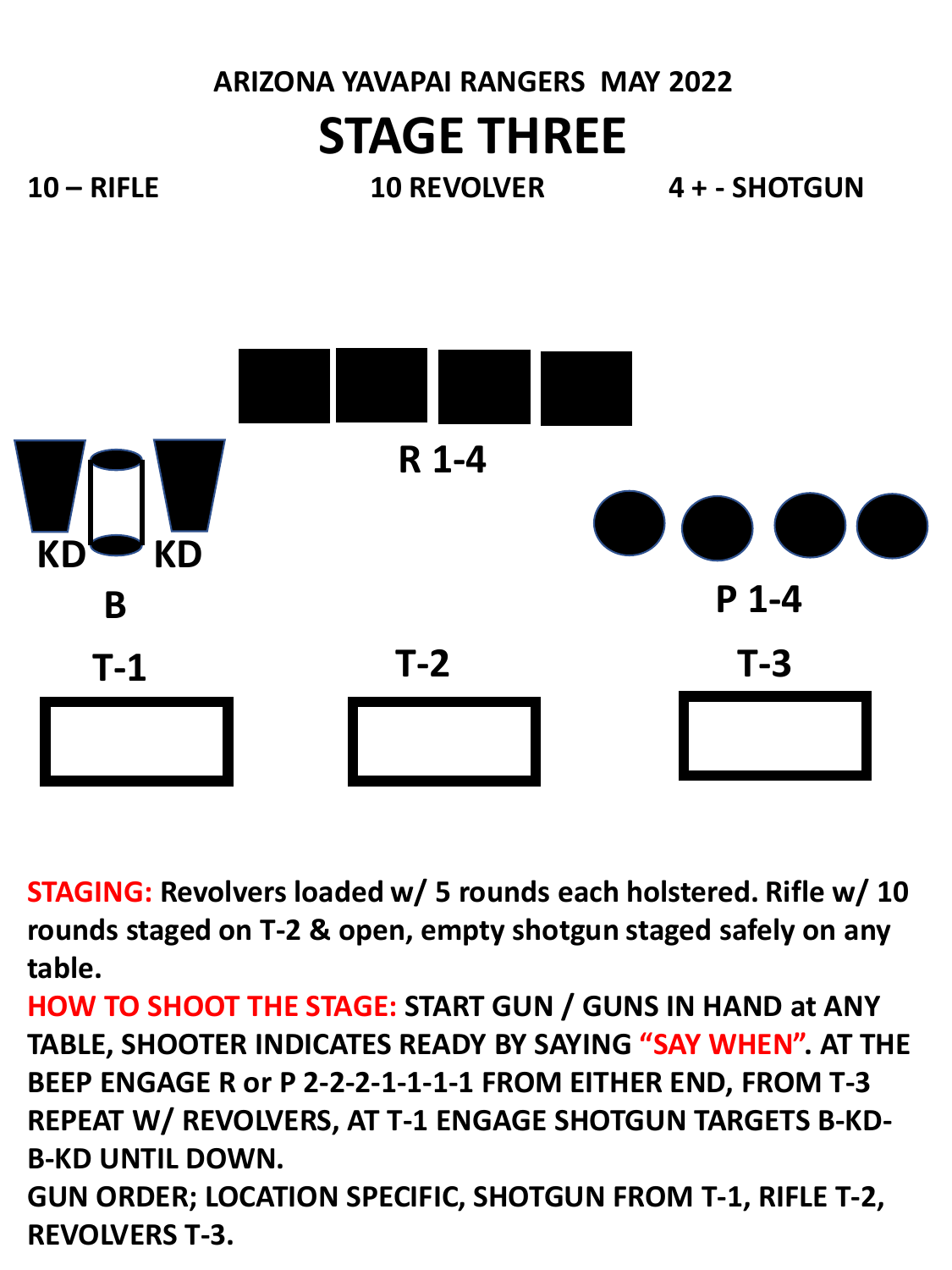**ARIZONA YAVAPAI RANGERS MAY 2022**

# STAGE THREE

**10 – RIFLE** **10 REVOLVER** **4 + - SHOTGUN**

R 1-4

KD KD

B

P 1-4

T-1 T-2 T-3

**STAGING: Revolvers loaded w/ 5 rounds each holstered. Rifle w/ 10 rounds staged on T-2 & open, empty shotgun staged safely on any table.**

**HOW TO SHOOT THE STAGE: START GUN / GUNS IN HAND at ANY TABLE, SHOOTER INDICATES READY BY SAYING "SAY WHEN". AT THE BEEP ENGAGE R or P 2-2-2-1-1-1-1 FROM EITHER END, FROM T-3 REPEAT W/ REVOLVERS, AT T-1 ENGAGE SHOTGUN TARGETS B-KD-B-KD UNTIL DOWN.**

**GUN ORDER; LOCATION SPECIFIC, SHOTGUN FROM T-1, RIFLE T-2, REVOLVERS T-3.**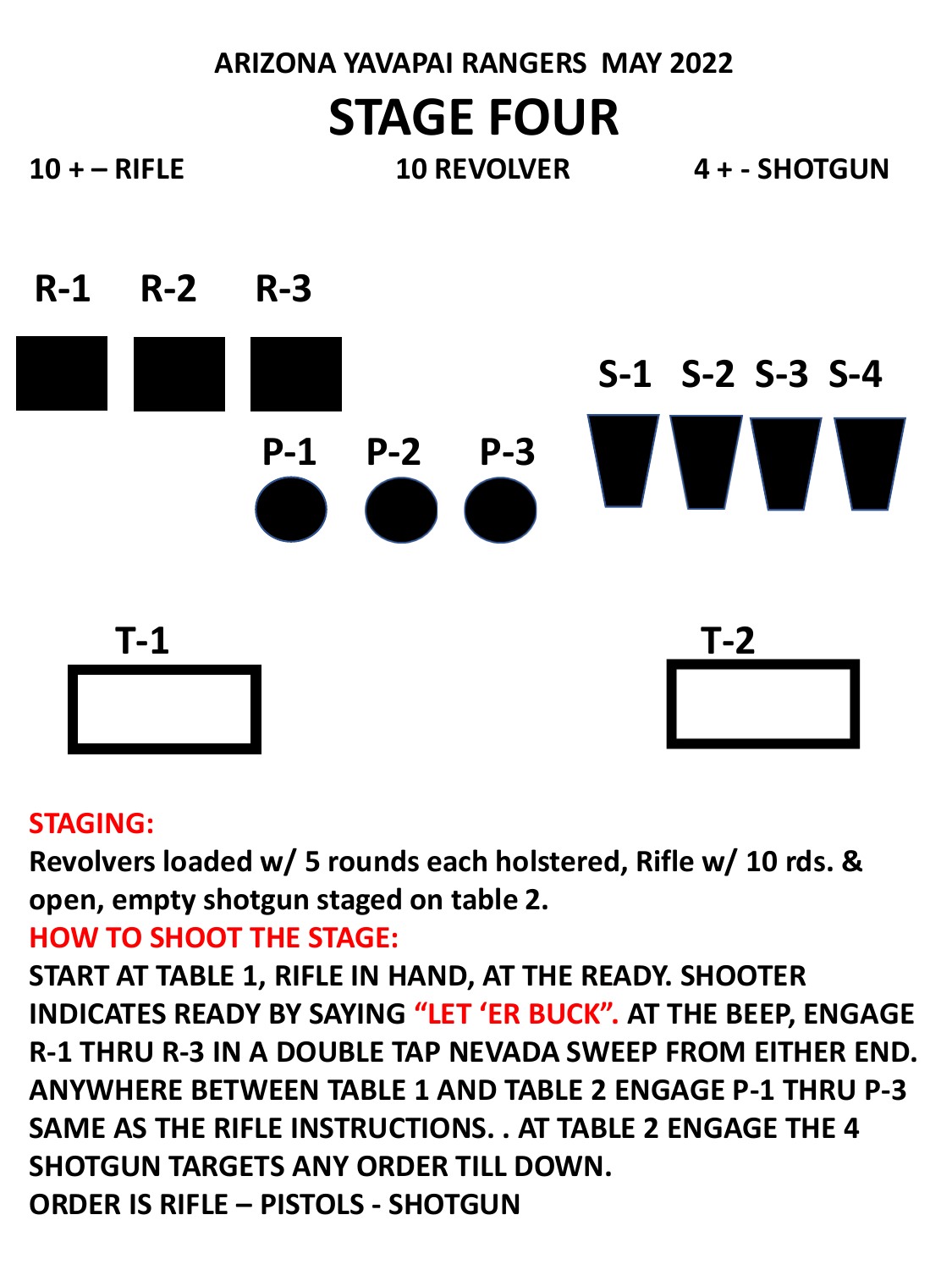ARIZONA YAVAPAI RANGERS MAY 2022

# STAGE FOUR

**10 + – RIFLE** | **10 REVOLVER** | **4 + - SHOTGUN**

R-1 R-2 R-3

S-1 S-2 S-3 S-4

P-1 P-2 P-3

T-1

T-2

**STAGING:**

**Revolvers loaded w/ 5 rounds each holstered, Rifle w/ 10 rds. & open, empty shotgun staged on table 2.**

**HOW TO SHOOT THE STAGE:**

**START AT TABLE 1, RIFLE IN HAND, AT THE READY. SHOOTER INDICATES READY BY SAYING "LET 'ER BUCK". AT THE BEEP, ENGAGE R-1 THRU R-3 IN A DOUBLE TAP NEVADA SWEEP FROM EITHER END. ANYWHERE BETWEEN TABLE 1 AND TABLE 2 ENGAGE P-1 THRU P-3 SAME AS THE RIFLE INSTRUCTIONS. . AT TABLE 2 ENGAGE THE 4 SHOTGUN TARGETS ANY ORDER TILL DOWN.**

**ORDER IS RIFLE – PISTOLS - SHOTGUN**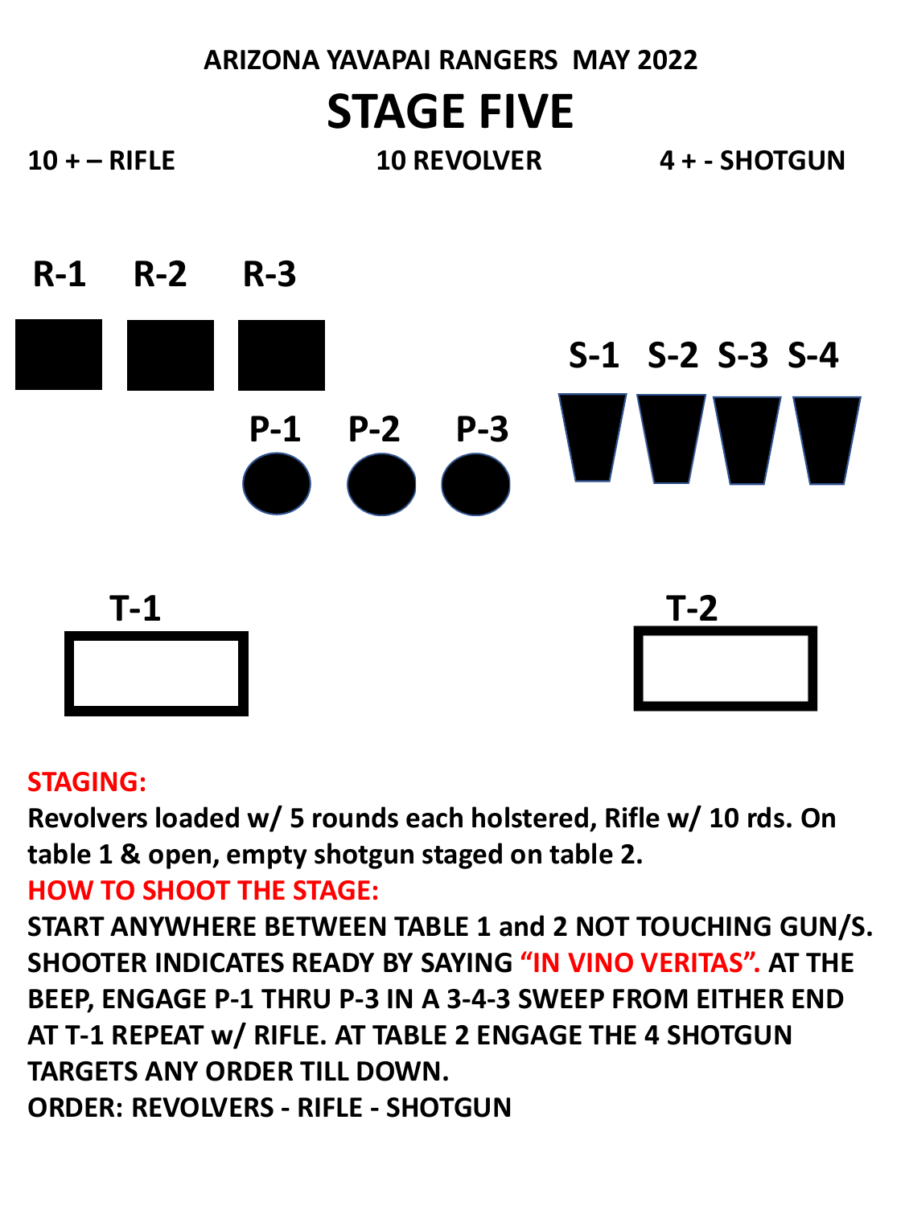ARIZONA YAVAPAI RANGERS MAY 2022

# STAGE FIVE

**10 + – RIFLE** **10 REVOLVER** **4 + - SHOTGUN**

R-1 R-2 R-3

S-1 S-2 S-3 S-4

P-1 P-2 P-3

T-1

T-2

**STAGING:**

**Revolvers loaded w/ 5 rounds each holstered, Rifle w/ 10 rds. On table 1 & open, empty shotgun staged on table 2.**

**HOW TO SHOOT THE STAGE:**

**START ANYWHERE BETWEEN TABLE 1 and 2 NOT TOUCHING GUN/S. SHOOTER INDICATES READY BY SAYING "IN VINO VERITAS". AT THE BEEP, ENGAGE P-1 THRU P-3 IN A 3-4-3 SWEEP FROM EITHER END AT T-1 REPEAT w/ RIFLE. AT TABLE 2 ENGAGE THE 4 SHOTGUN TARGETS ANY ORDER TILL DOWN.**

**ORDER: REVOLVERS - RIFLE - SHOTGUN**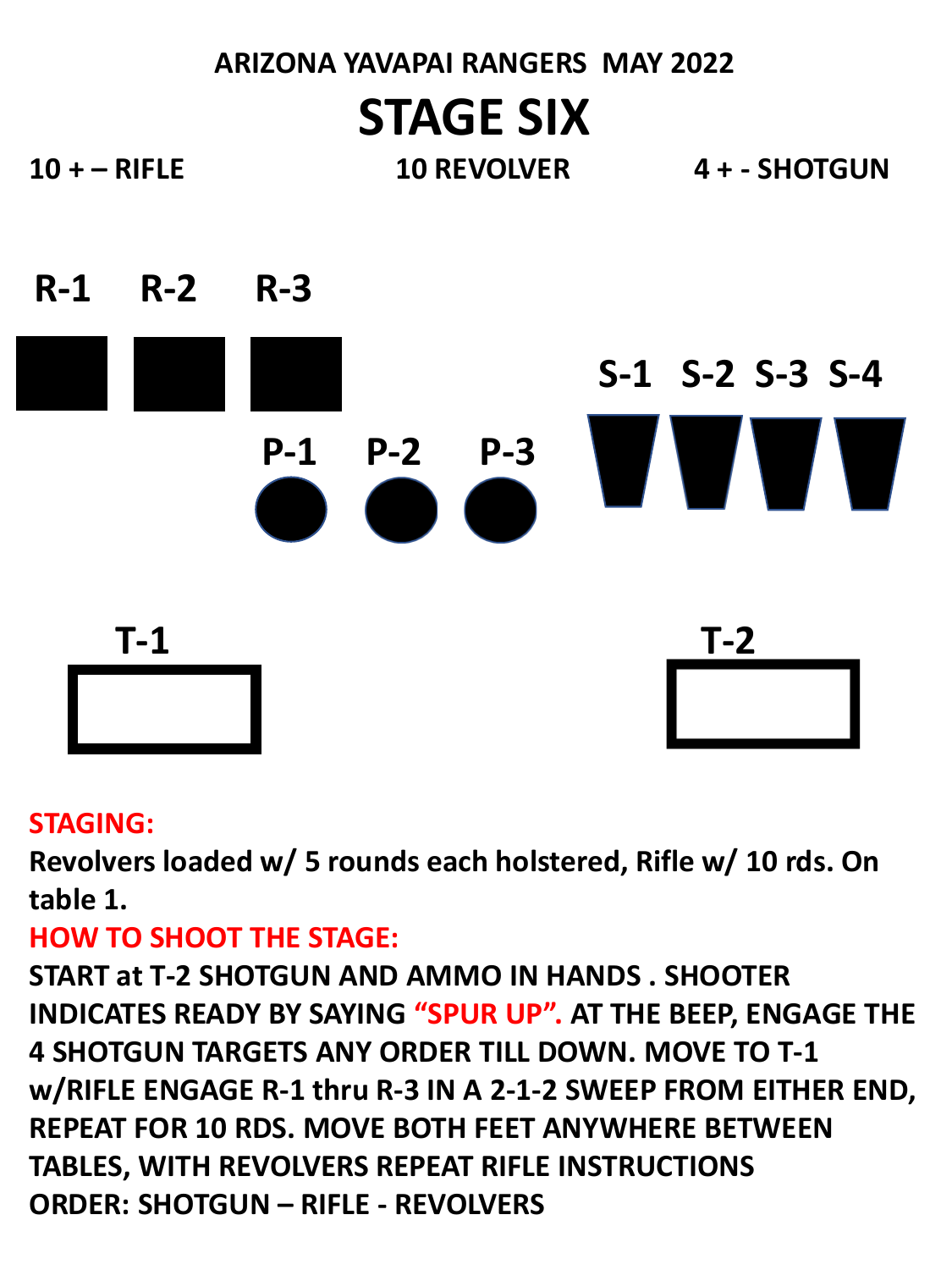ARIZONA YAVAPAI RANGERS MAY 2022

# STAGE SIX

10 + – RIFLE

10 REVOLVER

4 + - SHOTGUN

R-1

R-2

R-3

S-1

S-2

S-3

S-4

P-1

P-2

P-3

T-1

T-2

**STAGING:**

**Revolvers loaded w/ 5 rounds each holstered, Rifle w/ 10 rds. On table 1.**

**HOW TO SHOOT THE STAGE:**

**START at T-2 SHOTGUN AND AMMO IN HANDS . SHOOTER INDICATES READY BY SAYING "SPUR UP". AT THE BEEP, ENGAGE THE 4 SHOTGUN TARGETS ANY ORDER TILL DOWN. MOVE TO T-1 w/RIFLE ENGAGE R-1 thru R-3 IN A 2-1-2 SWEEP FROM EITHER END, REPEAT FOR 10 RDS. MOVE BOTH FEET ANYWHERE BETWEEN TABLES, WITH REVOLVERS REPEAT RIFLE INSTRUCTIONS**

**ORDER: SHOTGUN – RIFLE - REVOLVERS**